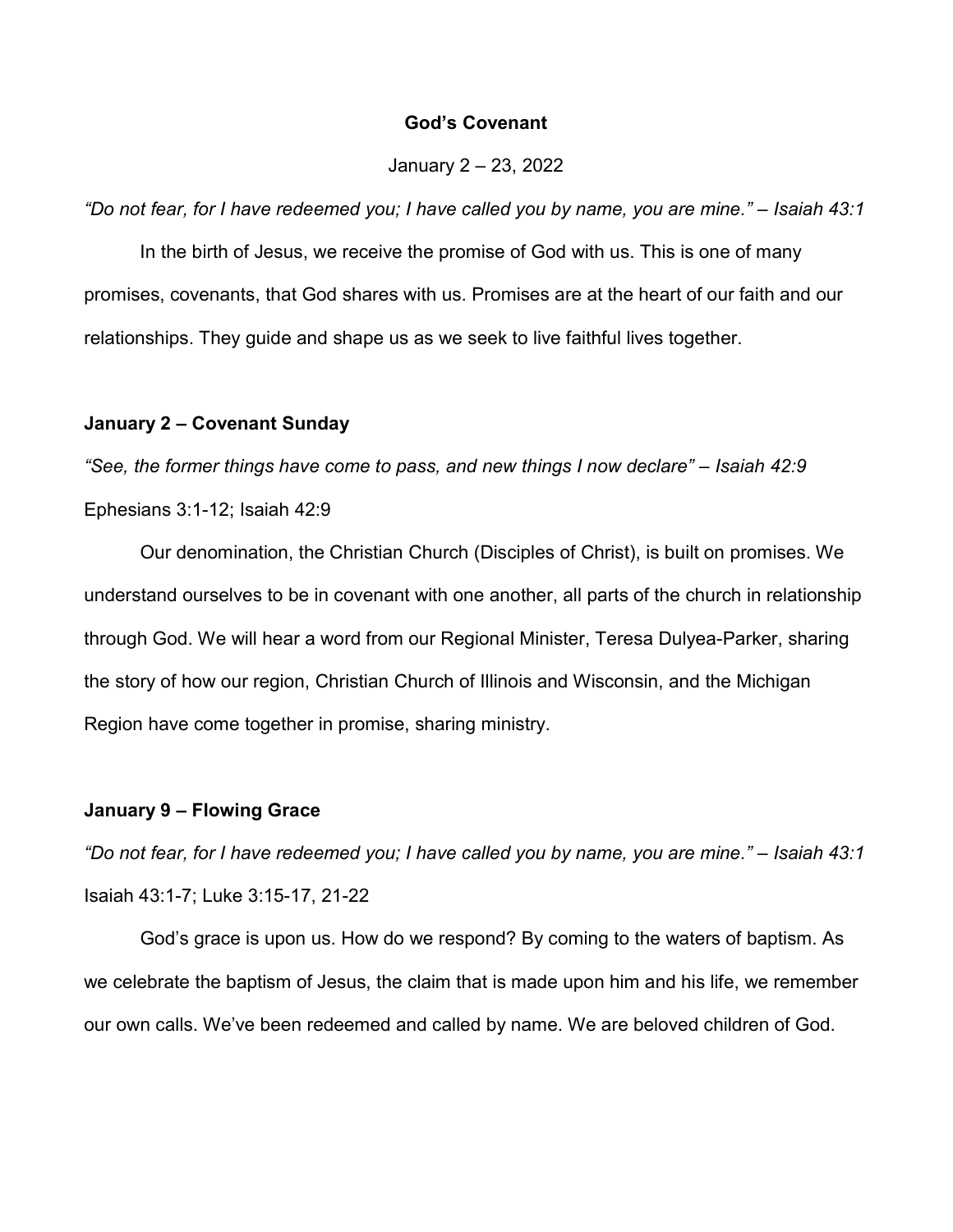# God's Covenant

January 2 – 23, 2022

*"Do not fear, for I have redeemed you; I have called you by name, you are mine." – Isaiah 43:1*

In the birth of Jesus, we receive the promise of God with us. This is one of many promises, covenants, that God shares with us. Promises are at the heart of our faith and our relationships. They guide and shape us as we seek to live faithful lives together.

## January 2 – Covenant Sunday

*"See, the former things have come to pass, and new things I now declare" – Isaiah 42:9*

Ephesians 3:1-12; Isaiah 42:9

Our denomination, the Christian Church (Disciples of Christ), is built on promises. We understand ourselves to be in covenant with one another, all parts of the church in relationship through God. We will hear a word from our Regional Minister, Teresa Dulyea-Parker, sharing the story of how our region, Christian Church of Illinois and Wisconsin, and the Michigan Region have come together in promise, sharing ministry.

## January 9 – Flowing Grace

*"Do not fear, for I have redeemed you; I have called you by name, you are mine." – Isaiah 43:1*

Isaiah 43:1-7; Luke 3:15-17, 21-22

God's grace is upon us. How do we respond? By coming to the waters of baptism. As we celebrate the baptism of Jesus, the claim that is made upon him and his life, we remember our own calls. We've been redeemed and called by name. We are beloved children of God.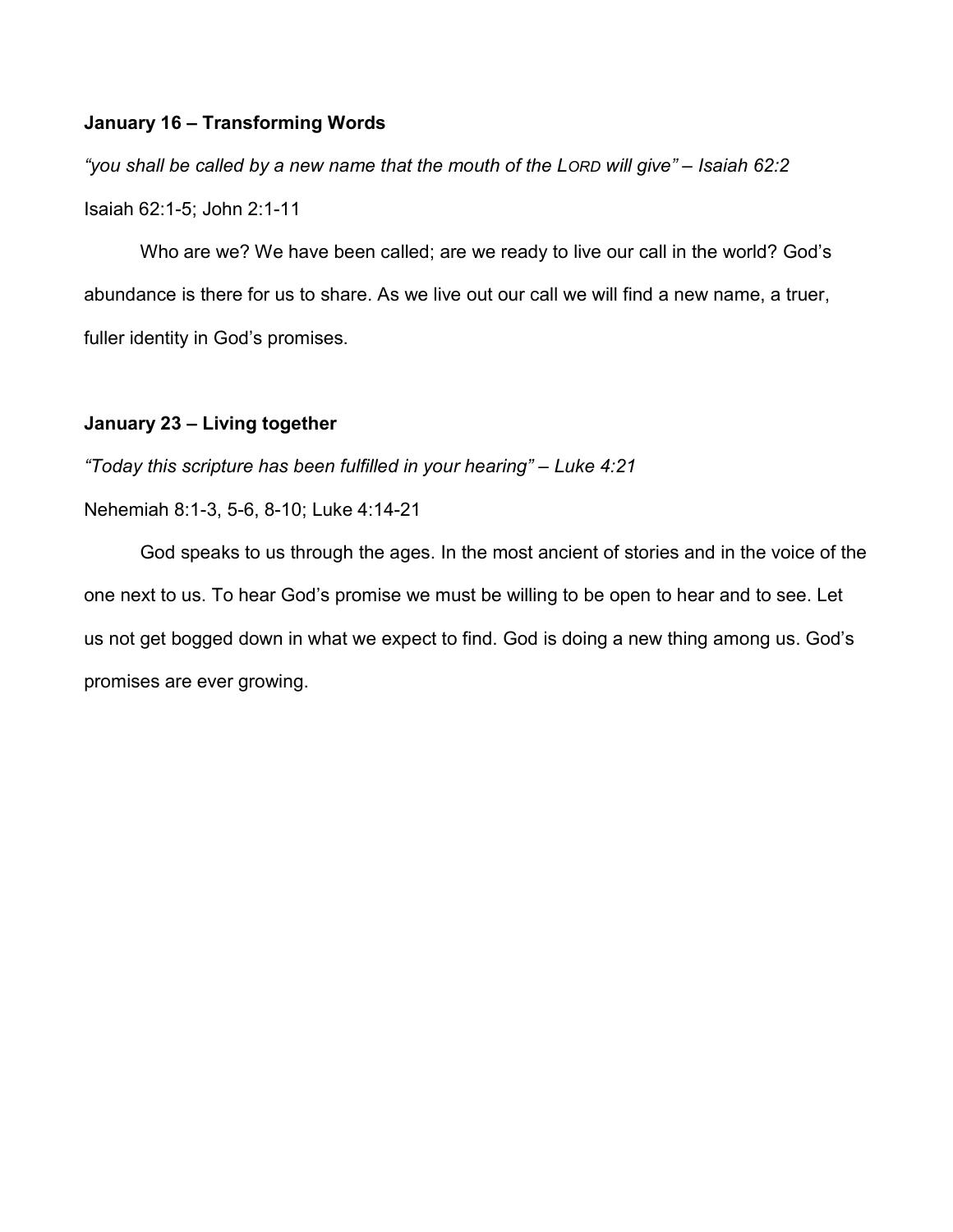**January 16 – Transforming Words**

*"you shall be called by a new name that the mouth of the LORD will give" – Isaiah 62:2*

Isaiah 62:1-5; John 2:1-11

Who are we? We have been called; are we ready to live our call in the world? God's abundance is there for us to share. As we live out our call we will find a new name, a truer, fuller identity in God's promises.

**January 23 – Living together**

*"Today this scripture has been fulfilled in your hearing" – Luke 4:21*

Nehemiah 8:1-3, 5-6, 8-10; Luke 4:14-21

God speaks to us through the ages. In the most ancient of stories and in the voice of the one next to us. To hear God's promise we must be willing to be open to hear and to see. Let us not get bogged down in what we expect to find. God is doing a new thing among us. God's promises are ever growing.